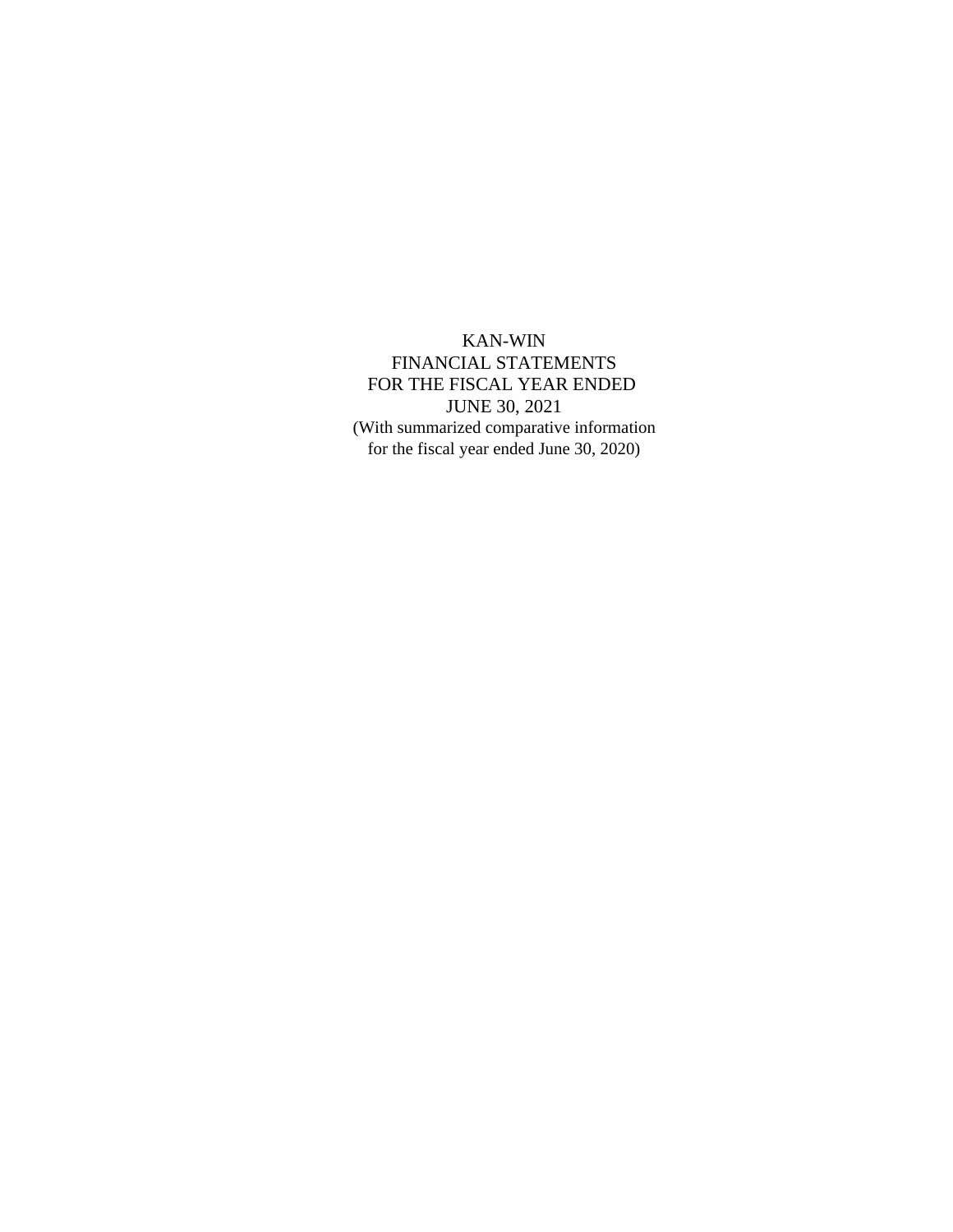# KAN-WIN

## FINANCIAL STATEMENTS
## FOR THE FISCAL YEAR ENDED
## JUNE 30, 2021

(With summarized comparative information
for the fiscal year ended June 30, 2020)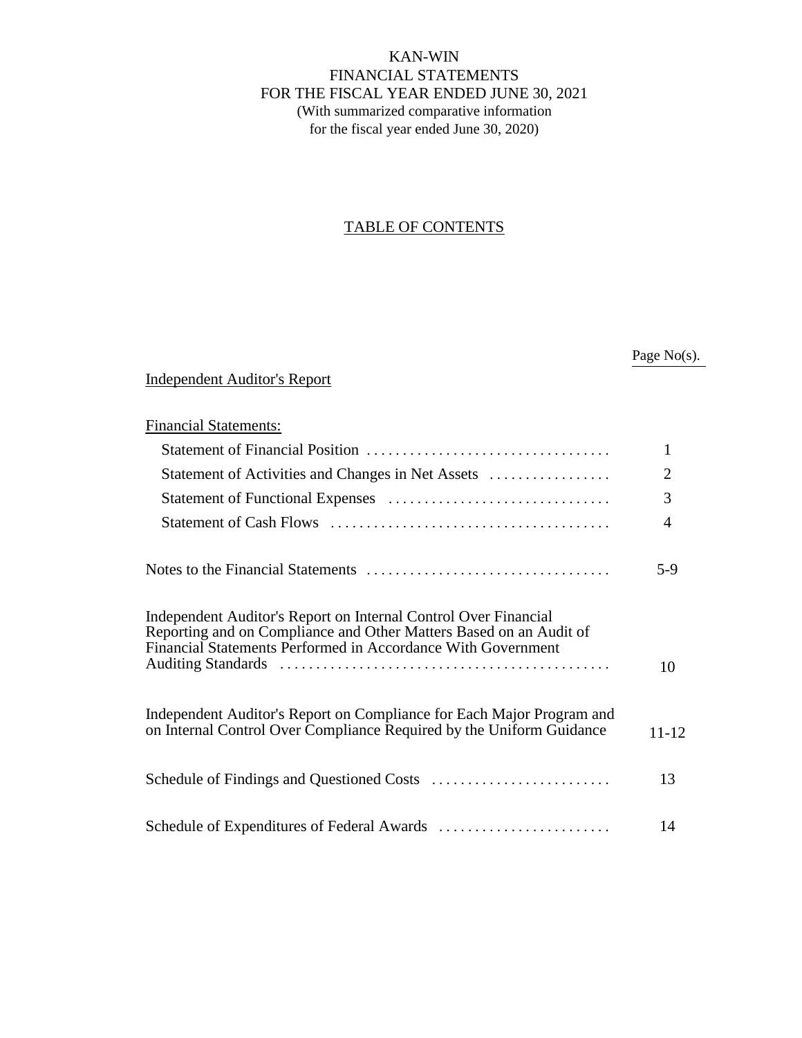# KAN-WIN

## FINANCIAL STATEMENTS

## FOR THE FISCAL YEAR ENDED JUNE 30, 2021

(With summarized comparative information for the fiscal year ended June 30, 2020)

### TABLE OF CONTENTS

| | Page No(s). |
|---|---|
| Independent Auditor's Report | |
| Financial Statements: | |
| Statement of Financial Position | 1 |
| Statement of Activities and Changes in Net Assets | 2 |
| Statement of Functional Expenses | 3 |
| Statement of Cash Flows | 4 |
| Notes to the Financial Statements | 5-9 |
| Independent Auditor's Report on Internal Control Over Financial Reporting and on Compliance and Other Matters Based on an Audit of Financial Statements Performed in Accordance With Government Auditing Standards | 10 |
| Independent Auditor's Report on Compliance for Each Major Program and on Internal Control Over Compliance Required by the Uniform Guidance | 11-12 |
| Schedule of Findings and Questioned Costs | 13 |
| Schedule of Expenditures of Federal Awards | 14 |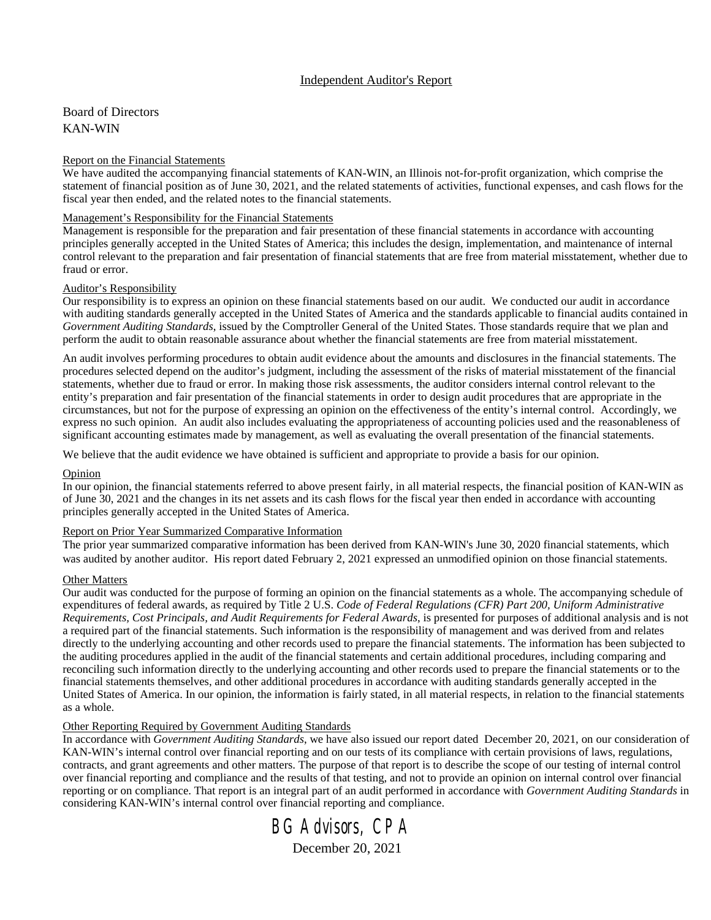# Independent Auditor's Report

Board of Directors
KAN-WIN

## Report on the Financial Statements

We have audited the accompanying financial statements of KAN-WIN, an Illinois not-for-profit organization, which comprise the statement of financial position as of June 30, 2021, and the related statements of activities, functional expenses, and cash flows for the fiscal year then ended, and the related notes to the financial statements.

## Management's Responsibility for the Financial Statements

Management is responsible for the preparation and fair presentation of these financial statements in accordance with accounting principles generally accepted in the United States of America; this includes the design, implementation, and maintenance of internal control relevant to the preparation and fair presentation of financial statements that are free from material misstatement, whether due to fraud or error.

## Auditor's Responsibility

Our responsibility is to express an opinion on these financial statements based on our audit. We conducted our audit in accordance with auditing standards generally accepted in the United States of America and the standards applicable to financial audits contained in *Government Auditing Standards*, issued by the Comptroller General of the United States. Those standards require that we plan and perform the audit to obtain reasonable assurance about whether the financial statements are free from material misstatement.

An audit involves performing procedures to obtain audit evidence about the amounts and disclosures in the financial statements. The procedures selected depend on the auditor's judgment, including the assessment of the risks of material misstatement of the financial statements, whether due to fraud or error. In making those risk assessments, the auditor considers internal control relevant to the entity's preparation and fair presentation of the financial statements in order to design audit procedures that are appropriate in the circumstances, but not for the purpose of expressing an opinion on the effectiveness of the entity's internal control. Accordingly, we express no such opinion. An audit also includes evaluating the appropriateness of accounting policies used and the reasonableness of significant accounting estimates made by management, as well as evaluating the overall presentation of the financial statements.

We believe that the audit evidence we have obtained is sufficient and appropriate to provide a basis for our opinion.

## Opinion

In our opinion, the financial statements referred to above present fairly, in all material respects, the financial position of KAN-WIN as of June 30, 2021 and the changes in its net assets and its cash flows for the fiscal year then ended in accordance with accounting principles generally accepted in the United States of America.

## Report on Prior Year Summarized Comparative Information

The prior year summarized comparative information has been derived from KAN-WIN's June 30, 2020 financial statements, which was audited by another auditor. His report dated February 2, 2021 expressed an unmodified opinion on those financial statements.

## Other Matters

Our audit was conducted for the purpose of forming an opinion on the financial statements as a whole. The accompanying schedule of expenditures of federal awards, as required by Title 2 U.S. *Code of Federal Regulations (CFR) Part 200, Uniform Administrative Requirements, Cost Principals, and Audit Requirements for Federal Awards*, is presented for purposes of additional analysis and is not a required part of the financial statements. Such information is the responsibility of management and was derived from and relates directly to the underlying accounting and other records used to prepare the financial statements. The information has been subjected to the auditing procedures applied in the audit of the financial statements and certain additional procedures, including comparing and reconciling such information directly to the underlying accounting and other records used to prepare the financial statements or to the financial statements themselves, and other additional procedures in accordance with auditing standards generally accepted in the United States of America. In our opinion, the information is fairly stated, in all material respects, in relation to the financial statements as a whole.

## Other Reporting Required by Government Auditing Standards

In accordance with *Government Auditing Standards*, we have also issued our report dated December 20, 2021, on our consideration of KAN-WIN's internal control over financial reporting and on our tests of its compliance with certain provisions of laws, regulations, contracts, and grant agreements and other matters. The purpose of that report is to describe the scope of our testing of internal control over financial reporting and compliance and the results of that testing, and not to provide an opinion on internal control over financial reporting or on compliance. That report is an integral part of an audit performed in accordance with *Government Auditing Standards* in considering KAN-WIN's internal control over financial reporting and compliance.

BG Advisors, CPA

December 20, 2021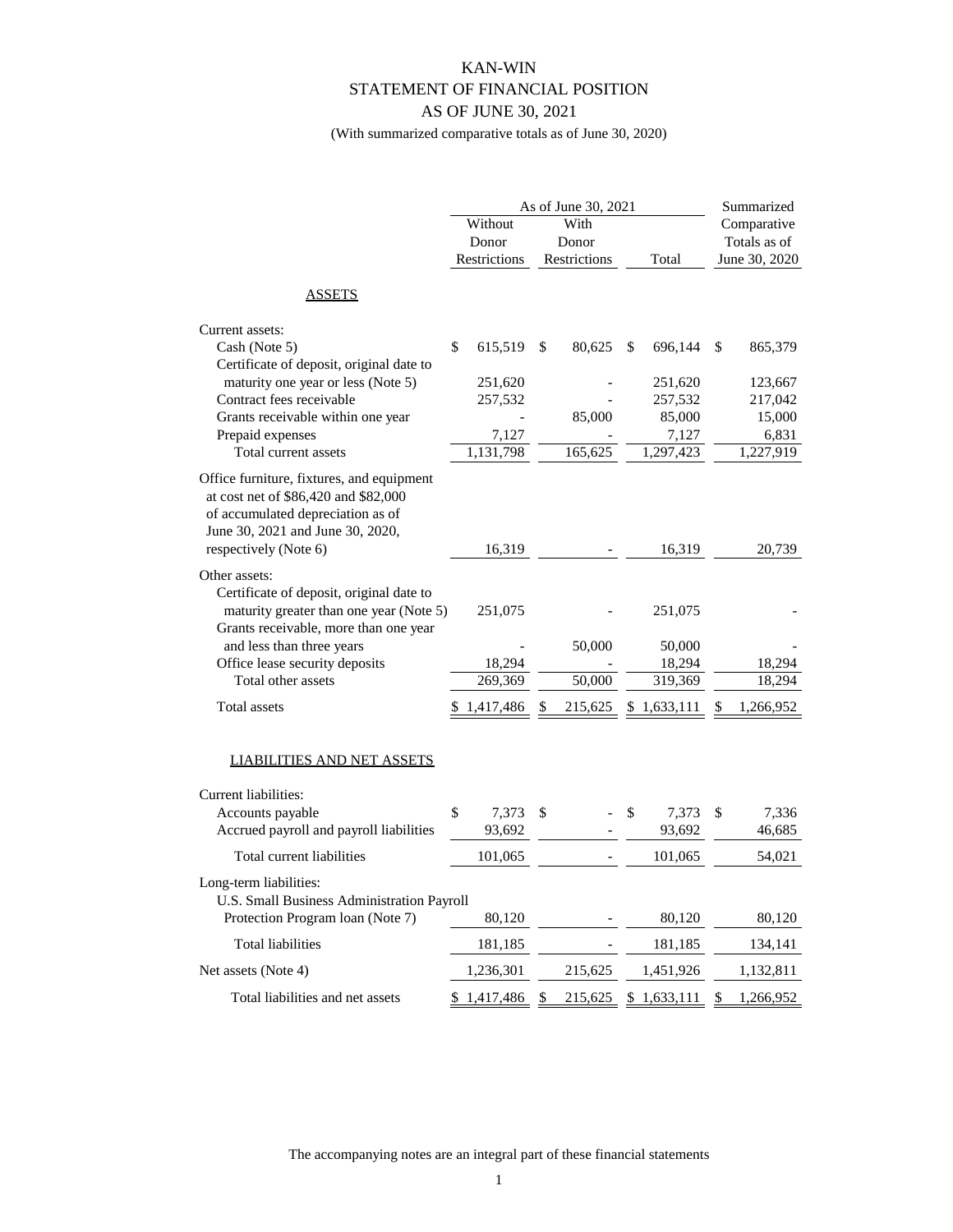# KAN-WIN

## STATEMENT OF FINANCIAL POSITION

## AS OF JUNE 30, 2021

(With summarized comparative totals as of June 30, 2020)

| | As of June 30, 2021 | | | Summarized |
|---|---|---|---|---|
| | Without Donor Restrictions | With Donor Restrictions | Total | Comparative Totals as of June 30, 2020 |
| **ASSETS** | | | | |
| Current assets: | | | | |
| Cash (Note 5) | $ 615,519 | $ 80,625 | $ 696,144 | $ 865,379 |
| Certificate of deposit, original date to maturity one year or less (Note 5) | 251,620 | - | 251,620 | 123,667 |
| Contract fees receivable | 257,532 | - | 257,532 | 217,042 |
| Grants receivable within one year | - | 85,000 | 85,000 | 15,000 |
| Prepaid expenses | 7,127 | - | 7,127 | 6,831 |
| Total current assets | 1,131,798 | 165,625 | 1,297,423 | 1,227,919 |
| Office furniture, fixtures, and equipment at cost net of $86,420 and $82,000 of accumulated depreciation as of June 30, 2021 and June 30, 2020, respectively (Note 6) | 16,319 | - | 16,319 | 20,739 |
| Other assets: | | | | |
| Certificate of deposit, original date to maturity greater than one year (Note 5) | 251,075 | - | 251,075 | - |
| Grants receivable, more than one year and less than three years | - | 50,000 | 50,000 | - |
| Office lease security deposits | 18,294 | - | 18,294 | 18,294 |
| Total other assets | 269,369 | 50,000 | 319,369 | 18,294 |
| Total assets | $ 1,417,486 | $ 215,625 | $ 1,633,111 | $ 1,266,952 |
| **LIABILITIES AND NET ASSETS** | | | | |
| Current liabilities: | | | | |
| Accounts payable | $ 7,373 | $ - | $ 7,373 | $ 7,336 |
| Accrued payroll and payroll liabilities | 93,692 | - | 93,692 | 46,685 |
| Total current liabilities | 101,065 | - | 101,065 | 54,021 |
| Long-term liabilities: | | | | |
| U.S. Small Business Administration Payroll Protection Program loan (Note 7) | 80,120 | - | 80,120 | 80,120 |
| Total liabilities | 181,185 | - | 181,185 | 134,141 |
| Net assets (Note 4) | 1,236,301 | 215,625 | 1,451,926 | 1,132,811 |
| Total liabilities and net assets | $ 1,417,486 | $ 215,625 | $ 1,633,111 | $ 1,266,952 |

The accompanying notes are an integral part of these financial statements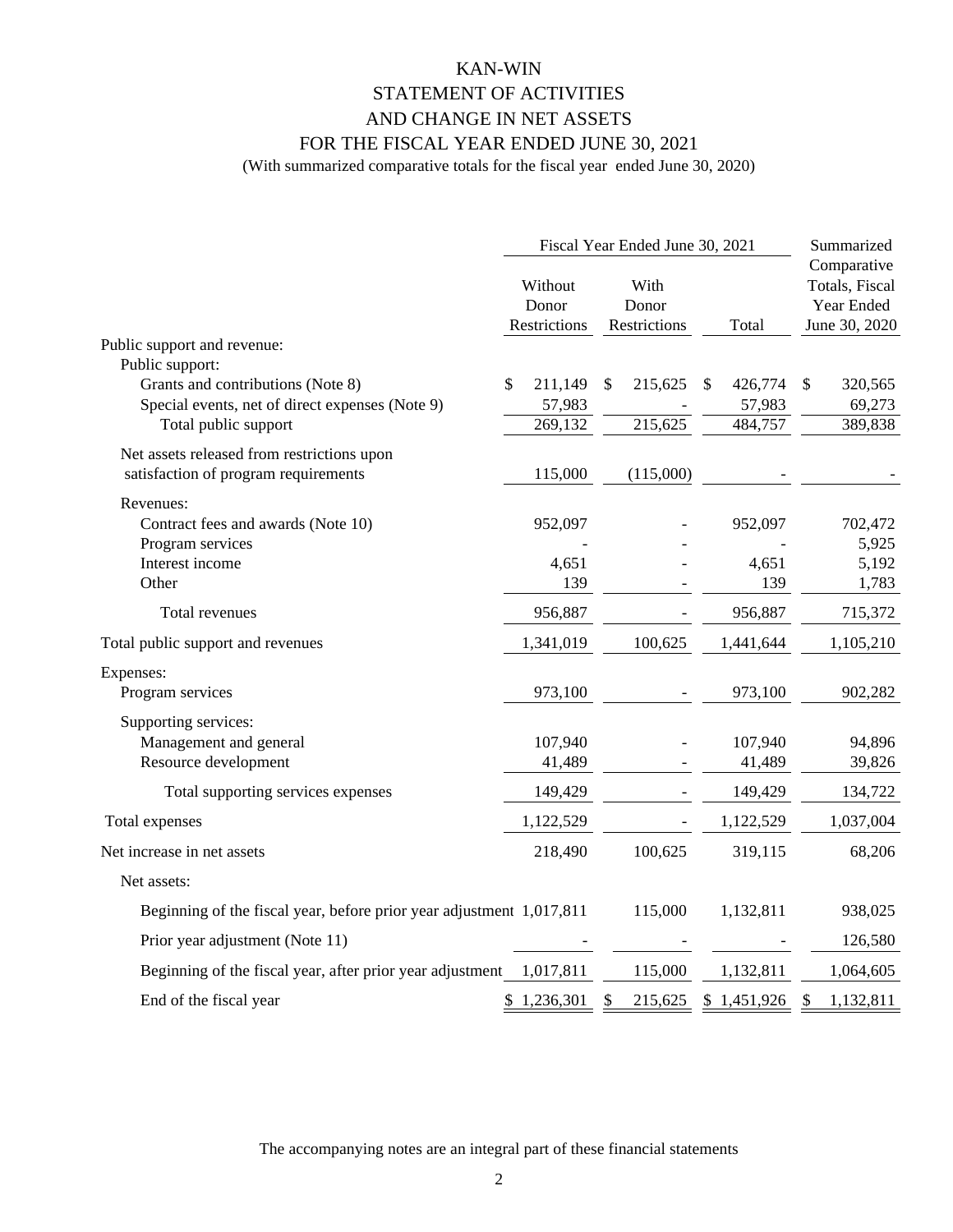# KAN-WIN

## STATEMENT OF ACTIVITIES AND CHANGE IN NET ASSETS

## FOR THE FISCAL YEAR ENDED JUNE 30, 2021

(With summarized comparative totals for the fiscal year ended June 30, 2020)

| | Fiscal Year Ended June 30, 2021 | | | Summarized Comparative Totals, Fiscal Year Ended June 30, 2020 |
|---|---|---|---|---|
| | Without Donor Restrictions | With Donor Restrictions | Total | |
| **Public support and revenue:** | | | | |
| Public support: | | | | |
| Grants and contributions (Note 8) | $ 211,149 | $ 215,625 | $ 426,774 | $ 320,565 |
| Special events, net of direct expenses (Note 9) | 57,983 | - | 57,983 | 69,273 |
| Total public support | 269,132 | 215,625 | 484,757 | 389,838 |
| Net assets released from restrictions upon satisfaction of program requirements | 115,000 | (115,000) | - | - |
| Revenues: | | | | |
| Contract fees and awards (Note 10) | 952,097 | - | 952,097 | 702,472 |
| Program services | - | - | - | 5,925 |
| Interest income | 4,651 | - | 4,651 | 5,192 |
| Other | 139 | - | 139 | 1,783 |
| Total revenues | 956,887 | - | 956,887 | 715,372 |
| Total public support and revenues | 1,341,019 | 100,625 | 1,441,644 | 1,105,210 |
| **Expenses:** | | | | |
| Program services | 973,100 | - | 973,100 | 902,282 |
| Supporting services: | | | | |
| Management and general | 107,940 | - | 107,940 | 94,896 |
| Resource development | 41,489 | - | 41,489 | 39,826 |
| Total supporting services expenses | 149,429 | - | 149,429 | 134,722 |
| Total expenses | 1,122,529 | - | 1,122,529 | 1,037,004 |
| Net increase in net assets | 218,490 | 100,625 | 319,115 | 68,206 |
| Net assets: | | | | |
| Beginning of the fiscal year, before prior year adjustment | 1,017,811 | 115,000 | 1,132,811 | 938,025 |
| Prior year adjustment (Note 11) | - | - | - | 126,580 |
| Beginning of the fiscal year, after prior year adjustment | 1,017,811 | 115,000 | 1,132,811 | 1,064,605 |
| End of the fiscal year | $ 1,236,301 | $ 215,625 | $ 1,451,926 | $ 1,132,811 |

The accompanying notes are an integral part of these financial statements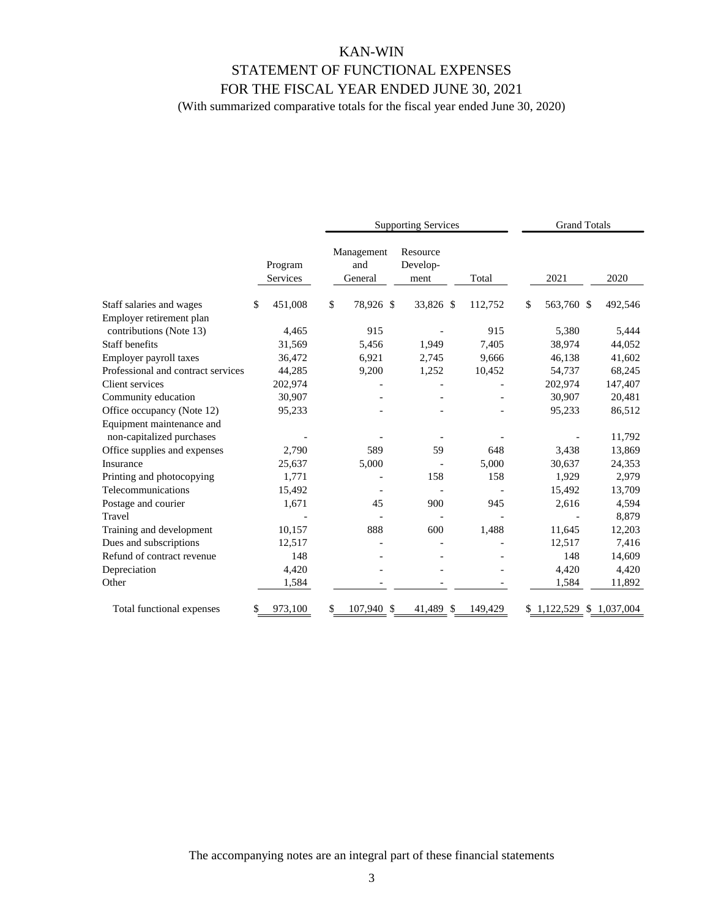# KAN-WIN

## STATEMENT OF FUNCTIONAL EXPENSES

## FOR THE FISCAL YEAR ENDED JUNE 30, 2021

(With summarized comparative totals for the fiscal year ended June 30, 2020)

| | | Supporting Services | | | Grand Totals | |
|---|---|---|---|---|---|---|
| | Program Services | Management and General | Resource Develop-ment | Total | 2021 | 2020 |
| Staff salaries and wages | $ 451,008 | $ 78,926 | $ 33,826 | $ 112,752 | $ 563,760 | $ 492,546 |
| Employer retirement plan contributions (Note 13) | 4,465 | 915 | - | 915 | 5,380 | 5,444 |
| Staff benefits | 31,569 | 5,456 | 1,949 | 7,405 | 38,974 | 44,052 |
| Employer payroll taxes | 36,472 | 6,921 | 2,745 | 9,666 | 46,138 | 41,602 |
| Professional and contract services | 44,285 | 9,200 | 1,252 | 10,452 | 54,737 | 68,245 |
| Client services | 202,974 | - | - | - | 202,974 | 147,407 |
| Community education | 30,907 | - | - | - | 30,907 | 20,481 |
| Office occupancy (Note 12) | 95,233 | - | - | - | 95,233 | 86,512 |
| Equipment maintenance and non-capitalized purchases | - | - | - | - | - | 11,792 |
| Office supplies and expenses | 2,790 | 589 | 59 | 648 | 3,438 | 13,869 |
| Insurance | 25,637 | 5,000 | - | 5,000 | 30,637 | 24,353 |
| Printing and photocopying | 1,771 | - | 158 | 158 | 1,929 | 2,979 |
| Telecommunications | 15,492 | - | - | - | 15,492 | 13,709 |
| Postage and courier | 1,671 | 45 | 900 | 945 | 2,616 | 4,594 |
| Travel | - | - | - | - | - | 8,879 |
| Training and development | 10,157 | 888 | 600 | 1,488 | 11,645 | 12,203 |
| Dues and subscriptions | 12,517 | - | - | - | 12,517 | 7,416 |
| Refund of contract revenue | 148 | - | - | - | 148 | 14,609 |
| Depreciation | 4,420 | - | - | - | 4,420 | 4,420 |
| Other | 1,584 | - | - | - | 1,584 | 11,892 |
| Total functional expenses | $ 973,100 | $ 107,940 | $ 41,489 | $ 149,429 | $ 1,122,529 | $ 1,037,004 |

The accompanying notes are an integral part of these financial statements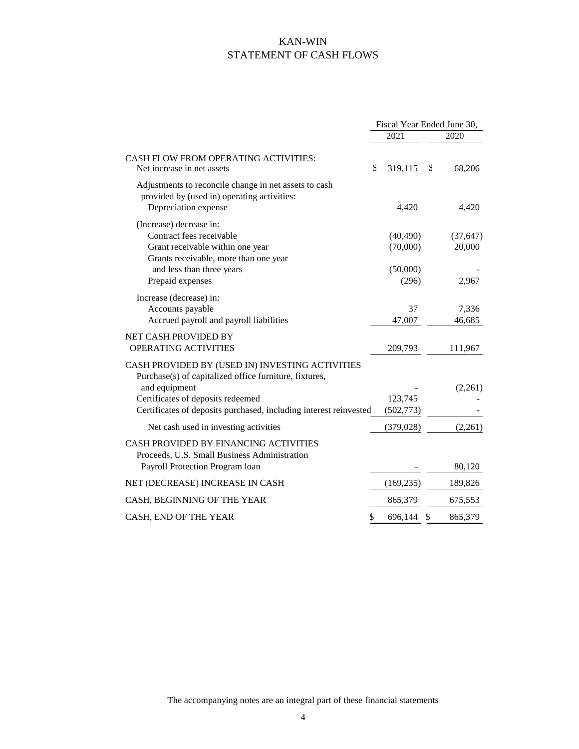# KAN-WIN
## STATEMENT OF CASH FLOWS

| | Fiscal Year Ended June 30, | |
|---|---|---|
| | 2021 | 2020 |
| **CASH FLOW FROM OPERATING ACTIVITIES:** | | |
| Net increase in net assets | $ 319,115 | $ 68,206 |
| Adjustments to reconcile change in net assets to cash provided by (used in) operating activities: | | |
| Depreciation expense | 4,420 | 4,420 |
| (Increase) decrease in: | | |
| Contract fees receivable | (40,490) | (37,647) |
| Grant receivable within one year | (70,000) | 20,000 |
| Grants receivable, more than one year and less than three years | (50,000) | - |
| Prepaid expenses | (296) | 2,967 |
| Increase (decrease) in: | | |
| Accounts payable | 37 | 7,336 |
| Accrued payroll and payroll liabilities | 47,007 | 46,685 |
| **NET CASH PROVIDED BY OPERATING ACTIVITIES** | 209,793 | 111,967 |
| **CASH PROVIDED BY (USED IN) INVESTING ACTIVITIES** | | |
| Purchase(s) of capitalized office furniture, fixtures, and equipment | - | (2,261) |
| Certificates of deposits redeemed | 123,745 | - |
| Certificates of deposits purchased, including interest reinvested | (502,773) | - |
| Net cash used in investing activities | (379,028) | (2,261) |
| **CASH PROVIDED BY FINANCING ACTIVITIES** | | |
| Proceeds, U.S. Small Business Administration Payroll Protection Program loan | - | 80,120 |
| **NET (DECREASE) INCREASE IN CASH** | (169,235) | 189,826 |
| **CASH, BEGINNING OF THE YEAR** | 865,379 | 675,553 |
| **CASH, END OF THE YEAR** | $ 696,144 | $ 865,379 |

The accompanying notes are an integral part of these financial statements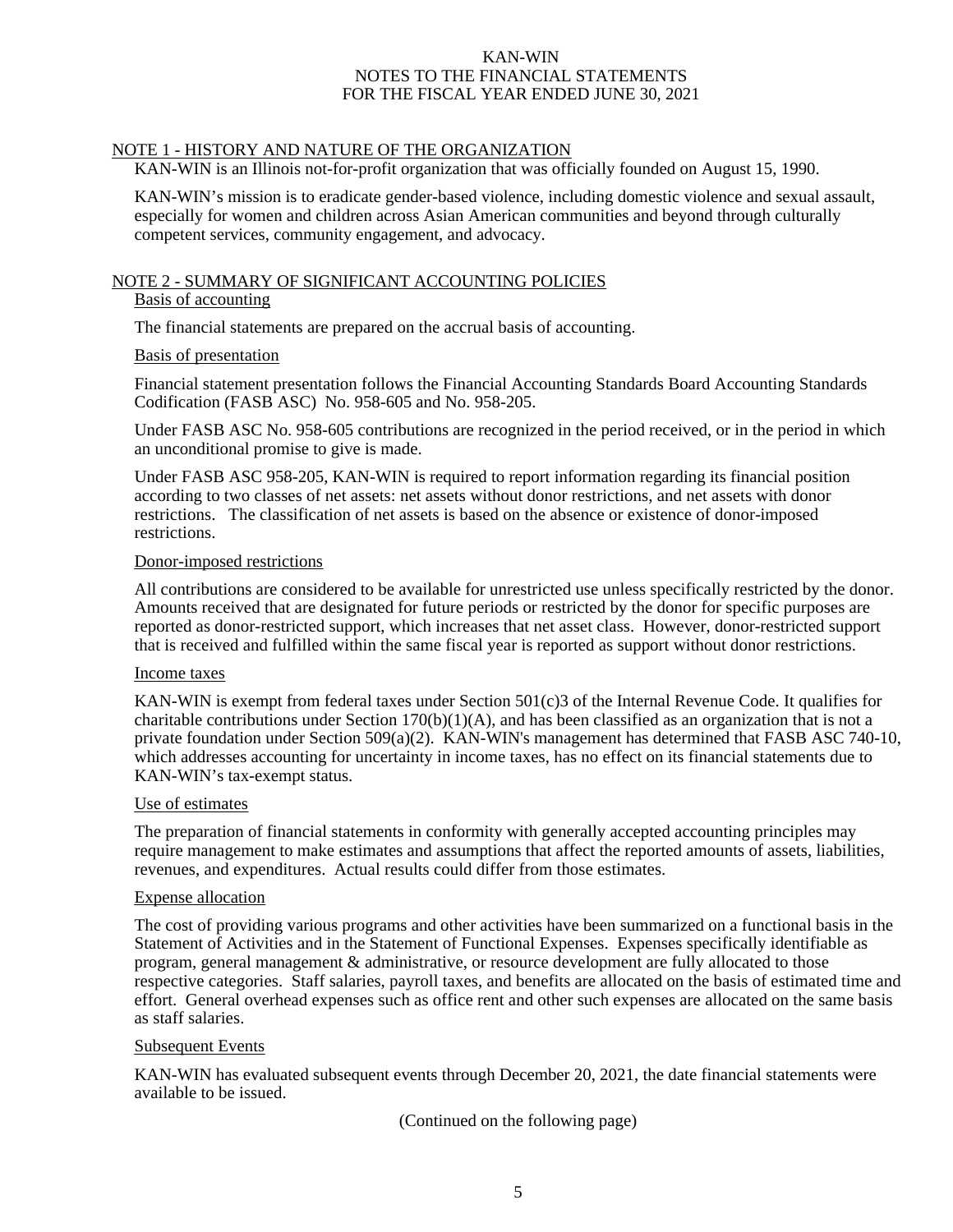# KAN-WIN
## NOTES TO THE FINANCIAL STATEMENTS
## FOR THE FISCAL YEAR ENDED JUNE 30, 2021

### NOTE 1 - HISTORY AND NATURE OF THE ORGANIZATION

KAN-WIN is an Illinois not-for-profit organization that was officially founded on August 15, 1990.

KAN-WIN's mission is to eradicate gender-based violence, including domestic violence and sexual assault, especially for women and children across Asian American communities and beyond through culturally competent services, community engagement, and advocacy.

### NOTE 2 - SUMMARY OF SIGNIFICANT ACCOUNTING POLICIES

#### Basis of accounting

The financial statements are prepared on the accrual basis of accounting.

#### Basis of presentation

Financial statement presentation follows the Financial Accounting Standards Board Accounting Standards Codification (FASB ASC) No. 958-605 and No. 958-205.

Under FASB ASC No. 958-605 contributions are recognized in the period received, or in the period in which an unconditional promise to give is made.

Under FASB ASC 958-205, KAN-WIN is required to report information regarding its financial position according to two classes of net assets: net assets without donor restrictions, and net assets with donor restrictions. The classification of net assets is based on the absence or existence of donor-imposed restrictions.

#### Donor-imposed restrictions

All contributions are considered to be available for unrestricted use unless specifically restricted by the donor. Amounts received that are designated for future periods or restricted by the donor for specific purposes are reported as donor-restricted support, which increases that net asset class. However, donor-restricted support that is received and fulfilled within the same fiscal year is reported as support without donor restrictions.

#### Income taxes

KAN-WIN is exempt from federal taxes under Section 501(c)3 of the Internal Revenue Code. It qualifies for charitable contributions under Section 170(b)(1)(A), and has been classified as an organization that is not a private foundation under Section 509(a)(2). KAN-WIN's management has determined that FASB ASC 740-10, which addresses accounting for uncertainty in income taxes, has no effect on its financial statements due to KAN-WIN's tax-exempt status.

#### Use of estimates

The preparation of financial statements in conformity with generally accepted accounting principles may require management to make estimates and assumptions that affect the reported amounts of assets, liabilities, revenues, and expenditures. Actual results could differ from those estimates.

#### Expense allocation

The cost of providing various programs and other activities have been summarized on a functional basis in the Statement of Activities and in the Statement of Functional Expenses. Expenses specifically identifiable as program, general management & administrative, or resource development are fully allocated to those respective categories. Staff salaries, payroll taxes, and benefits are allocated on the basis of estimated time and effort. General overhead expenses such as office rent and other such expenses are allocated on the same basis as staff salaries.

#### Subsequent Events

KAN-WIN has evaluated subsequent events through December 20, 2021, the date financial statements were available to be issued.

(Continued on the following page)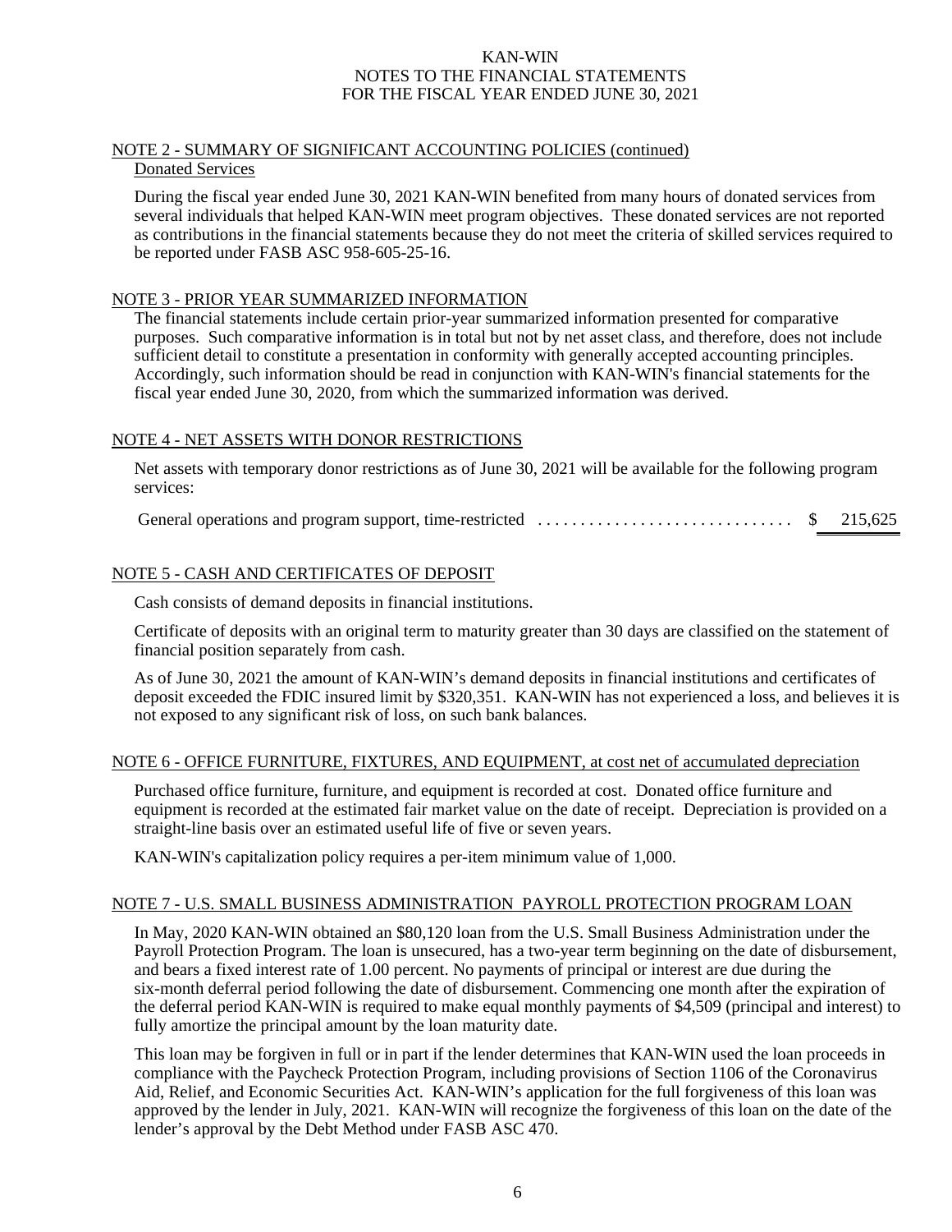## NOTE 2 - SUMMARY OF SIGNIFICANT ACCOUNTING POLICIES (continued)

### Donated Services

During the fiscal year ended June 30, 2021 KAN-WIN benefited from many hours of donated services from several individuals that helped KAN-WIN meet program objectives. These donated services are not reported as contributions in the financial statements because they do not meet the criteria of skilled services required to be reported under FASB ASC 958-605-25-16.

## NOTE 3 - PRIOR YEAR SUMMARIZED INFORMATION

The financial statements include certain prior-year summarized information presented for comparative purposes. Such comparative information is in total but not by net asset class, and therefore, does not include sufficient detail to constitute a presentation in conformity with generally accepted accounting principles. Accordingly, such information should be read in conjunction with KAN-WIN's financial statements for the fiscal year ended June 30, 2020, from which the summarized information was derived.

## NOTE 4 - NET ASSETS WITH DONOR RESTRICTIONS

Net assets with temporary donor restrictions as of June 30, 2021 will be available for the following program services:

| | |
|---|---|
| General operations and program support, time-restricted | $ 215,625 |

## NOTE 5 - CASH AND CERTIFICATES OF DEPOSIT

Cash consists of demand deposits in financial institutions.

Certificate of deposits with an original term to maturity greater than 30 days are classified on the statement of financial position separately from cash.

As of June 30, 2021 the amount of KAN-WIN's demand deposits in financial institutions and certificates of deposit exceeded the FDIC insured limit by $320,351. KAN-WIN has not experienced a loss, and believes it is not exposed to any significant risk of loss, on such bank balances.

## NOTE 6 - OFFICE FURNITURE, FIXTURES, AND EQUIPMENT, at cost net of accumulated depreciation

Purchased office furniture, furniture, and equipment is recorded at cost. Donated office furniture and equipment is recorded at the estimated fair market value on the date of receipt. Depreciation is provided on a straight-line basis over an estimated useful life of five or seven years.

KAN-WIN's capitalization policy requires a per-item minimum value of 1,000.

## NOTE 7 - U.S. SMALL BUSINESS ADMINISTRATION PAYROLL PROTECTION PROGRAM LOAN

In May, 2020 KAN-WIN obtained an $80,120 loan from the U.S. Small Business Administration under the Payroll Protection Program. The loan is unsecured, has a two-year term beginning on the date of disbursement, and bears a fixed interest rate of 1.00 percent. No payments of principal or interest are due during the six-month deferral period following the date of disbursement. Commencing one month after the expiration of the deferral period KAN-WIN is required to make equal monthly payments of $4,509 (principal and interest) to fully amortize the principal amount by the loan maturity date.

This loan may be forgiven in full or in part if the lender determines that KAN-WIN used the loan proceeds in compliance with the Paycheck Protection Program, including provisions of Section 1106 of the Coronavirus Aid, Relief, and Economic Securities Act. KAN-WIN's application for the full forgiveness of this loan was approved by the lender in July, 2021. KAN-WIN will recognize the forgiveness of this loan on the date of the lender's approval by the Debt Method under FASB ASC 470.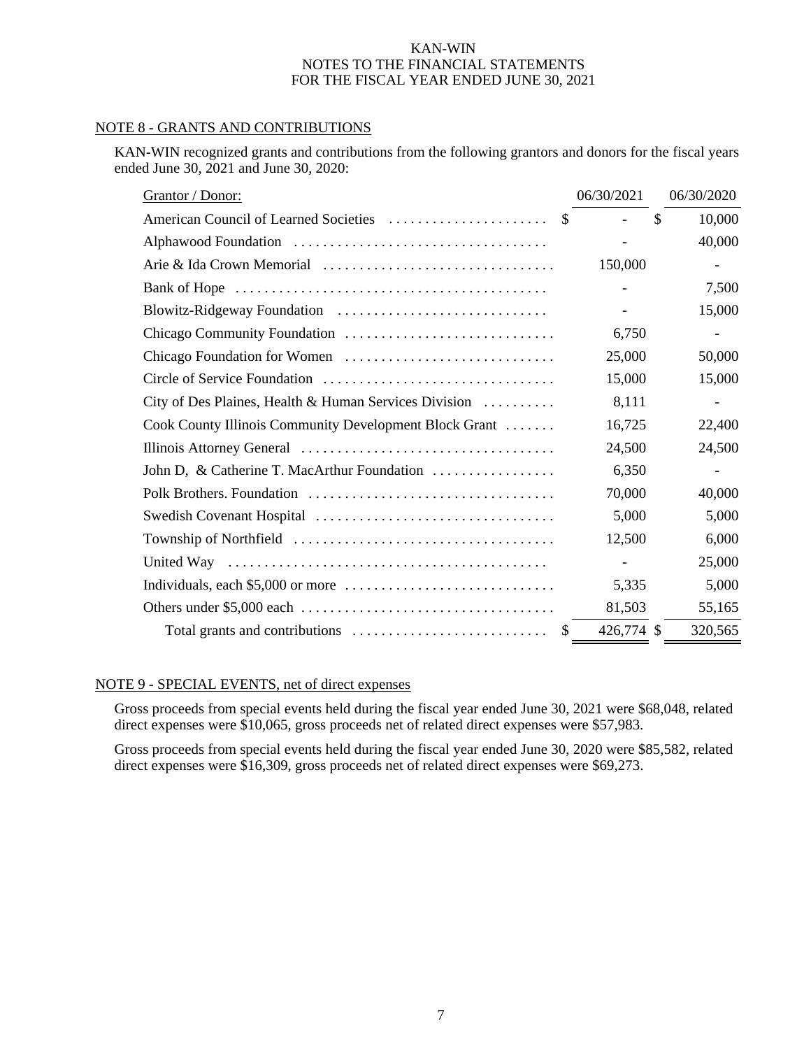KAN-WIN
NOTES TO THE FINANCIAL STATEMENTS
FOR THE FISCAL YEAR ENDED JUNE 30, 2021

## NOTE 8 - GRANTS AND CONTRIBUTIONS

KAN-WIN recognized grants and contributions from the following grantors and donors for the fiscal years ended June 30, 2021 and June 30, 2020:

| Grantor / Donor: | 06/30/2021 | 06/30/2020 |
|---|---|---|
| American Council of Learned Societies | $ - | $ 10,000 |
| Alphawood Foundation | - | 40,000 |
| Arie & Ida Crown Memorial | 150,000 | - |
| Bank of Hope | - | 7,500 |
| Blowitz-Ridgeway Foundation | - | 15,000 |
| Chicago Community Foundation | 6,750 | - |
| Chicago Foundation for Women | 25,000 | 50,000 |
| Circle of Service Foundation | 15,000 | 15,000 |
| City of Des Plaines, Health & Human Services Division | 8,111 | - |
| Cook County Illinois Community Development Block Grant | 16,725 | 22,400 |
| Illinois Attorney General | 24,500 | 24,500 |
| John D, & Catherine T. MacArthur Foundation | 6,350 | - |
| Polk Brothers. Foundation | 70,000 | 40,000 |
| Swedish Covenant Hospital | 5,000 | 5,000 |
| Township of Northfield | 12,500 | 6,000 |
| United Way | - | 25,000 |
| Individuals, each $5,000 or more | 5,335 | 5,000 |
| Others under $5,000 each | 81,503 | 55,165 |
| Total grants and contributions | $ 426,774 | $ 320,565 |

## NOTE 9 - SPECIAL EVENTS, net of direct expenses

Gross proceeds from special events held during the fiscal year ended June 30, 2021 were $68,048, related direct expenses were $10,065, gross proceeds net of related direct expenses were $57,983.

Gross proceeds from special events held during the fiscal year ended June 30, 2020 were $85,582, related direct expenses were $16,309, gross proceeds net of related direct expenses were $69,273.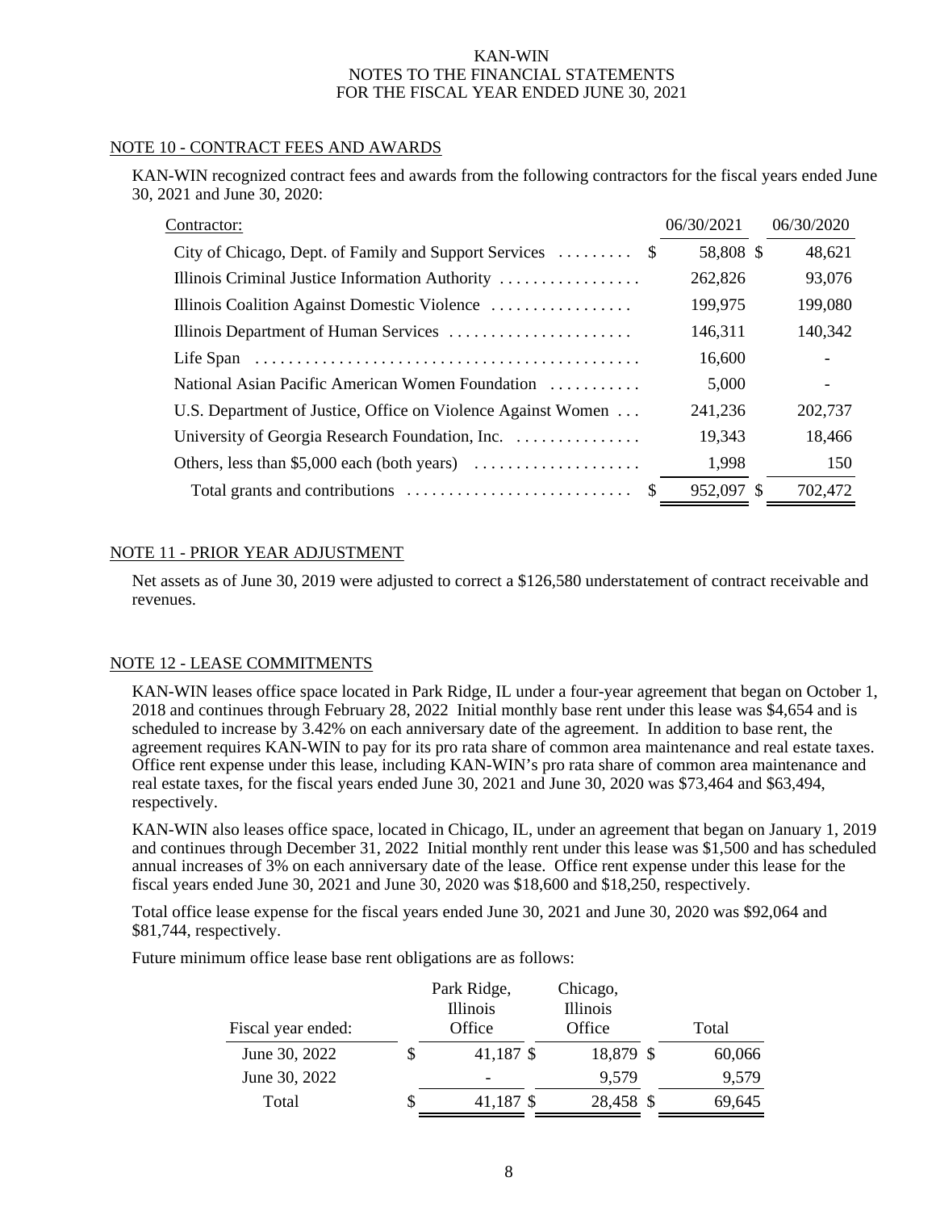## NOTE 10 - CONTRACT FEES AND AWARDS

KAN-WIN recognized contract fees and awards from the following contractors for the fiscal years ended June 30, 2021 and June 30, 2020:

| Contractor: | 06/30/2021 | 06/30/2020 |
|---|---|---|
| City of Chicago, Dept. of Family and Support Services | $ 58,808 | $ 48,621 |
| Illinois Criminal Justice Information Authority | 262,826 | 93,076 |
| Illinois Coalition Against Domestic Violence | 199,975 | 199,080 |
| Illinois Department of Human Services | 146,311 | 140,342 |
| Life Span | 16,600 | - |
| National Asian Pacific American Women Foundation | 5,000 | - |
| U.S. Department of Justice, Office on Violence Against Women | 241,236 | 202,737 |
| University of Georgia Research Foundation, Inc. | 19,343 | 18,466 |
| Others, less than $5,000 each (both years) | 1,998 | 150 |
| Total grants and contributions | $ 952,097 | $ 702,472 |

## NOTE 11 - PRIOR YEAR ADJUSTMENT

Net assets as of June 30, 2019 were adjusted to correct a $126,580 understatement of contract receivable and revenues.

## NOTE 12 - LEASE COMMITMENTS

KAN-WIN leases office space located in Park Ridge, IL under a four-year agreement that began on October 1, 2018 and continues through February 28, 2022 Initial monthly base rent under this lease was $4,654 and is scheduled to increase by 3.42% on each anniversary date of the agreement. In addition to base rent, the agreement requires KAN-WIN to pay for its pro rata share of common area maintenance and real estate taxes. Office rent expense under this lease, including KAN-WIN's pro rata share of common area maintenance and real estate taxes, for the fiscal years ended June 30, 2021 and June 30, 2020 was $73,464 and $63,494, respectively.

KAN-WIN also leases office space, located in Chicago, IL, under an agreement that began on January 1, 2019 and continues through December 31, 2022 Initial monthly rent under this lease was $1,500 and has scheduled annual increases of 3% on each anniversary date of the lease. Office rent expense under this lease for the fiscal years ended June 30, 2021 and June 30, 2020 was $18,600 and $18,250, respectively.

Total office lease expense for the fiscal years ended June 30, 2021 and June 30, 2020 was $92,064 and $81,744, respectively.

Future minimum office lease base rent obligations are as follows:

| Fiscal year ended: | Park Ridge, Illinois Office | Chicago, Illinois Office | Total |
|---|---|---|---|
| June 30, 2022 | $ 41,187 | $ 18,879 | $ 60,066 |
| June 30, 2022 | - | 9,579 | 9,579 |
| Total | $ 41,187 | $ 28,458 | $ 69,645 |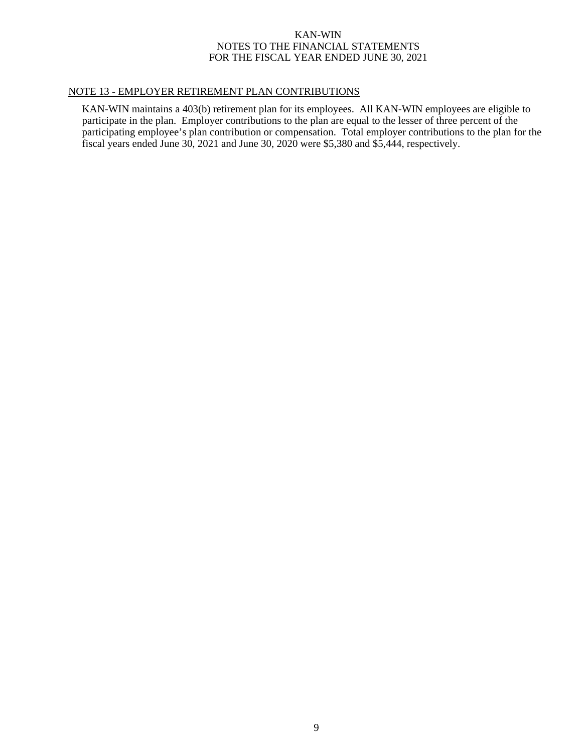## NOTE 13 - EMPLOYER RETIREMENT PLAN CONTRIBUTIONS

KAN-WIN maintains a 403(b) retirement plan for its employees. All KAN-WIN employees are eligible to participate in the plan. Employer contributions to the plan are equal to the lesser of three percent of the participating employee's plan contribution or compensation. Total employer contributions to the plan for the fiscal years ended June 30, 2021 and June 30, 2020 were $5,380 and $5,444, respectively.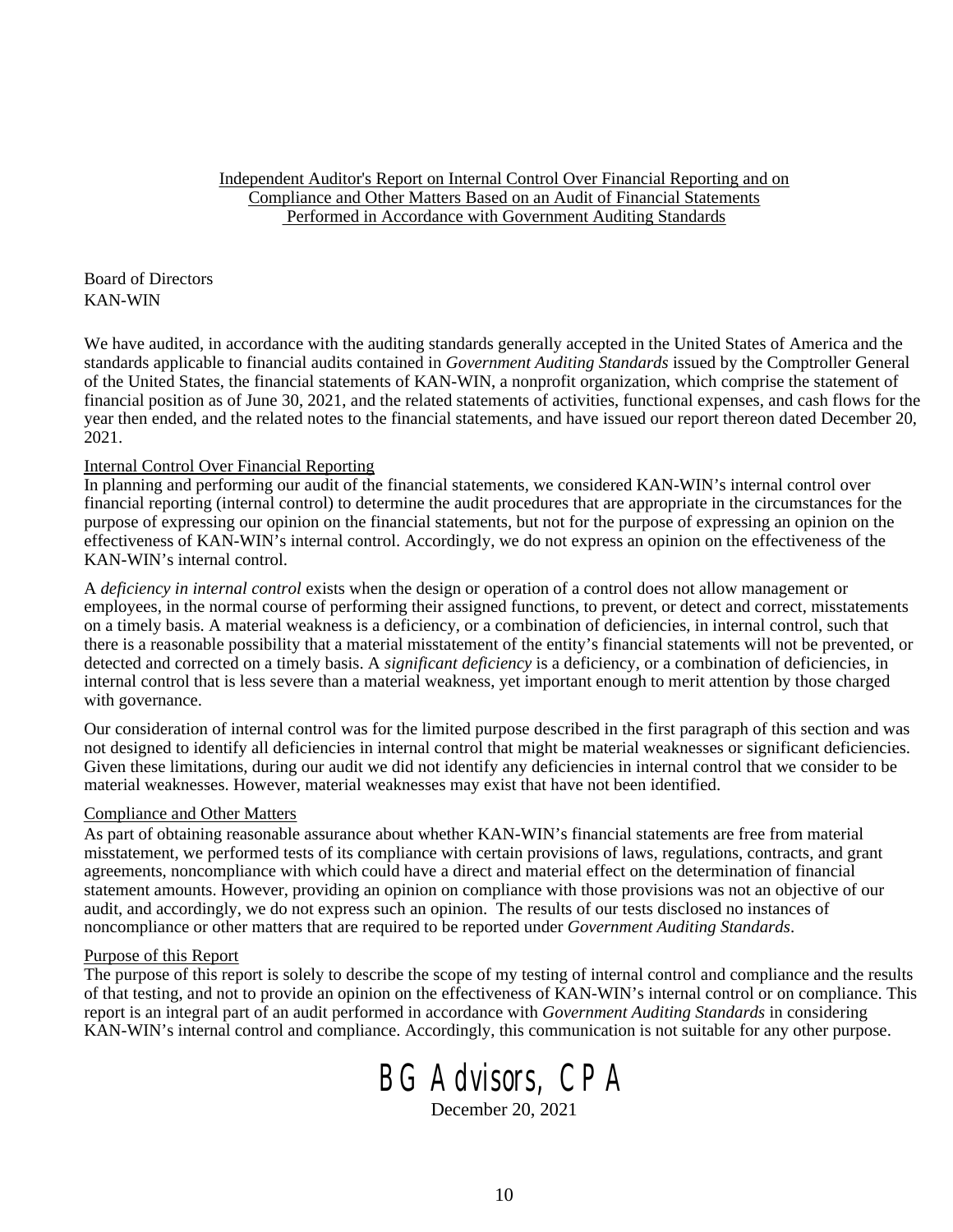## Independent Auditor's Report on Internal Control Over Financial Reporting and on Compliance and Other Matters Based on an Audit of Financial Statements Performed in Accordance with Government Auditing Standards

Board of Directors
KAN-WIN

We have audited, in accordance with the auditing standards generally accepted in the United States of America and the standards applicable to financial audits contained in *Government Auditing Standards* issued by the Comptroller General of the United States, the financial statements of KAN-WIN, a nonprofit organization, which comprise the statement of financial position as of June 30, 2021, and the related statements of activities, functional expenses, and cash flows for the year then ended, and the related notes to the financial statements, and have issued our report thereon dated December 20, 2021.

### Internal Control Over Financial Reporting

In planning and performing our audit of the financial statements, we considered KAN-WIN's internal control over financial reporting (internal control) to determine the audit procedures that are appropriate in the circumstances for the purpose of expressing our opinion on the financial statements, but not for the purpose of expressing an opinion on the effectiveness of KAN-WIN's internal control. Accordingly, we do not express an opinion on the effectiveness of the KAN-WIN's internal control.

A *deficiency in internal control* exists when the design or operation of a control does not allow management or employees, in the normal course of performing their assigned functions, to prevent, or detect and correct, misstatements on a timely basis. A material weakness is a deficiency, or a combination of deficiencies, in internal control, such that there is a reasonable possibility that a material misstatement of the entity's financial statements will not be prevented, or detected and corrected on a timely basis. A *significant deficiency* is a deficiency, or a combination of deficiencies, in internal control that is less severe than a material weakness, yet important enough to merit attention by those charged with governance.

Our consideration of internal control was for the limited purpose described in the first paragraph of this section and was not designed to identify all deficiencies in internal control that might be material weaknesses or significant deficiencies. Given these limitations, during our audit we did not identify any deficiencies in internal control that we consider to be material weaknesses. However, material weaknesses may exist that have not been identified.

### Compliance and Other Matters

As part of obtaining reasonable assurance about whether KAN-WIN's financial statements are free from material misstatement, we performed tests of its compliance with certain provisions of laws, regulations, contracts, and grant agreements, noncompliance with which could have a direct and material effect on the determination of financial statement amounts. However, providing an opinion on compliance with those provisions was not an objective of our audit, and accordingly, we do not express such an opinion. The results of our tests disclosed no instances of noncompliance or other matters that are required to be reported under *Government Auditing Standards*.

### Purpose of this Report

The purpose of this report is solely to describe the scope of my testing of internal control and compliance and the results of that testing, and not to provide an opinion on the effectiveness of KAN-WIN's internal control or on compliance. This report is an integral part of an audit performed in accordance with *Government Auditing Standards* in considering KAN-WIN's internal control and compliance. Accordingly, this communication is not suitable for any other purpose.

BG Advisors, CPA
December 20, 2021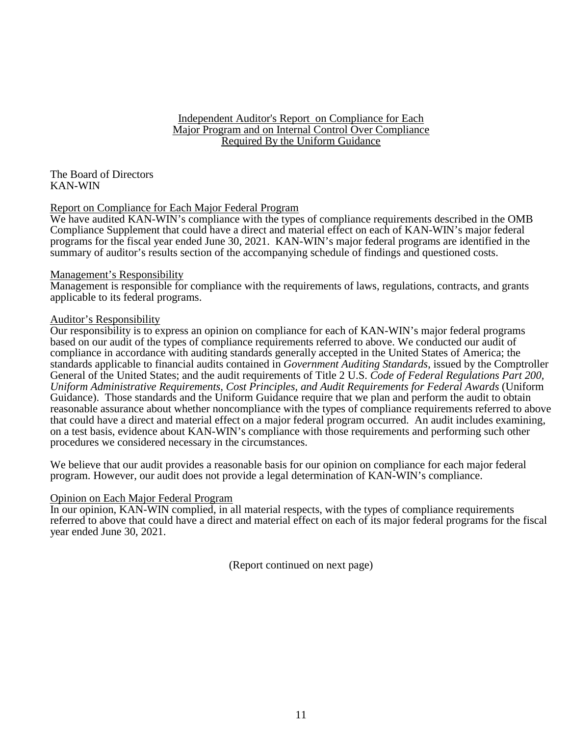## Independent Auditor's Report on Compliance for Each Major Program and on Internal Control Over Compliance Required By the Uniform Guidance

The Board of Directors
KAN-WIN

### Report on Compliance for Each Major Federal Program

We have audited KAN-WIN's compliance with the types of compliance requirements described in the OMB Compliance Supplement that could have a direct and material effect on each of KAN-WIN's major federal programs for the fiscal year ended June 30, 2021. KAN-WIN's major federal programs are identified in the summary of auditor's results section of the accompanying schedule of findings and questioned costs.

### Management's Responsibility

Management is responsible for compliance with the requirements of laws, regulations, contracts, and grants applicable to its federal programs.

### Auditor's Responsibility

Our responsibility is to express an opinion on compliance for each of KAN-WIN's major federal programs based on our audit of the types of compliance requirements referred to above. We conducted our audit of compliance in accordance with auditing standards generally accepted in the United States of America; the standards applicable to financial audits contained in *Government Auditing Standards*, issued by the Comptroller General of the United States; and the audit requirements of Title 2 U.S. *Code of Federal Regulations Part 200, Uniform Administrative Requirements, Cost Principles, and Audit Requirements for Federal Awards* (Uniform Guidance). Those standards and the Uniform Guidance require that we plan and perform the audit to obtain reasonable assurance about whether noncompliance with the types of compliance requirements referred to above that could have a direct and material effect on a major federal program occurred. An audit includes examining, on a test basis, evidence about KAN-WIN's compliance with those requirements and performing such other procedures we considered necessary in the circumstances.

We believe that our audit provides a reasonable basis for our opinion on compliance for each major federal program. However, our audit does not provide a legal determination of KAN-WIN's compliance.

### Opinion on Each Major Federal Program

In our opinion, KAN-WIN complied, in all material respects, with the types of compliance requirements referred to above that could have a direct and material effect on each of its major federal programs for the fiscal year ended June 30, 2021.

(Report continued on next page)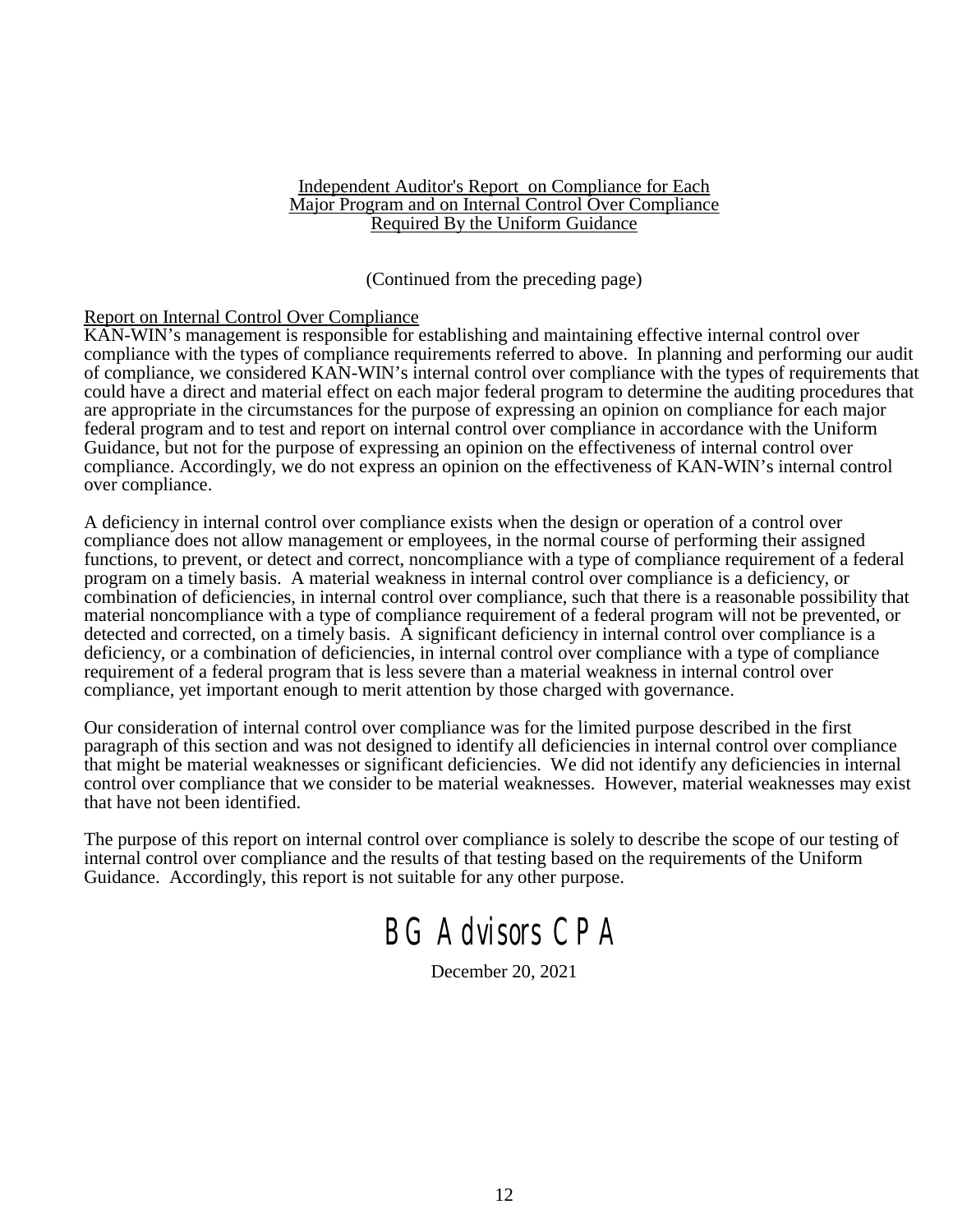Independent Auditor's Report on Compliance for Each
Major Program and on Internal Control Over Compliance
Required By the Uniform Guidance

(Continued from the preceding page)

Report on Internal Control Over Compliance

KAN-WIN's management is responsible for establishing and maintaining effective internal control over compliance with the types of compliance requirements referred to above. In planning and performing our audit of compliance, we considered KAN-WIN's internal control over compliance with the types of requirements that could have a direct and material effect on each major federal program to determine the auditing procedures that are appropriate in the circumstances for the purpose of expressing an opinion on compliance for each major federal program and to test and report on internal control over compliance in accordance with the Uniform Guidance, but not for the purpose of expressing an opinion on the effectiveness of internal control over compliance. Accordingly, we do not express an opinion on the effectiveness of KAN-WIN's internal control over compliance.

A deficiency in internal control over compliance exists when the design or operation of a control over compliance does not allow management or employees, in the normal course of performing their assigned functions, to prevent, or detect and correct, noncompliance with a type of compliance requirement of a federal program on a timely basis. A material weakness in internal control over compliance is a deficiency, or combination of deficiencies, in internal control over compliance, such that there is a reasonable possibility that material noncompliance with a type of compliance requirement of a federal program will not be prevented, or detected and corrected, on a timely basis. A significant deficiency in internal control over compliance is a deficiency, or a combination of deficiencies, in internal control over compliance with a type of compliance requirement of a federal program that is less severe than a material weakness in internal control over compliance, yet important enough to merit attention by those charged with governance.

Our consideration of internal control over compliance was for the limited purpose described in the first paragraph of this section and was not designed to identify all deficiencies in internal control over compliance that might be material weaknesses or significant deficiencies. We did not identify any deficiencies in internal control over compliance that we consider to be material weaknesses. However, material weaknesses may exist that have not been identified.

The purpose of this report on internal control over compliance is solely to describe the scope of our testing of internal control over compliance and the results of that testing based on the requirements of the Uniform Guidance. Accordingly, this report is not suitable for any other purpose.

BG Advisors CPA

December 20, 2021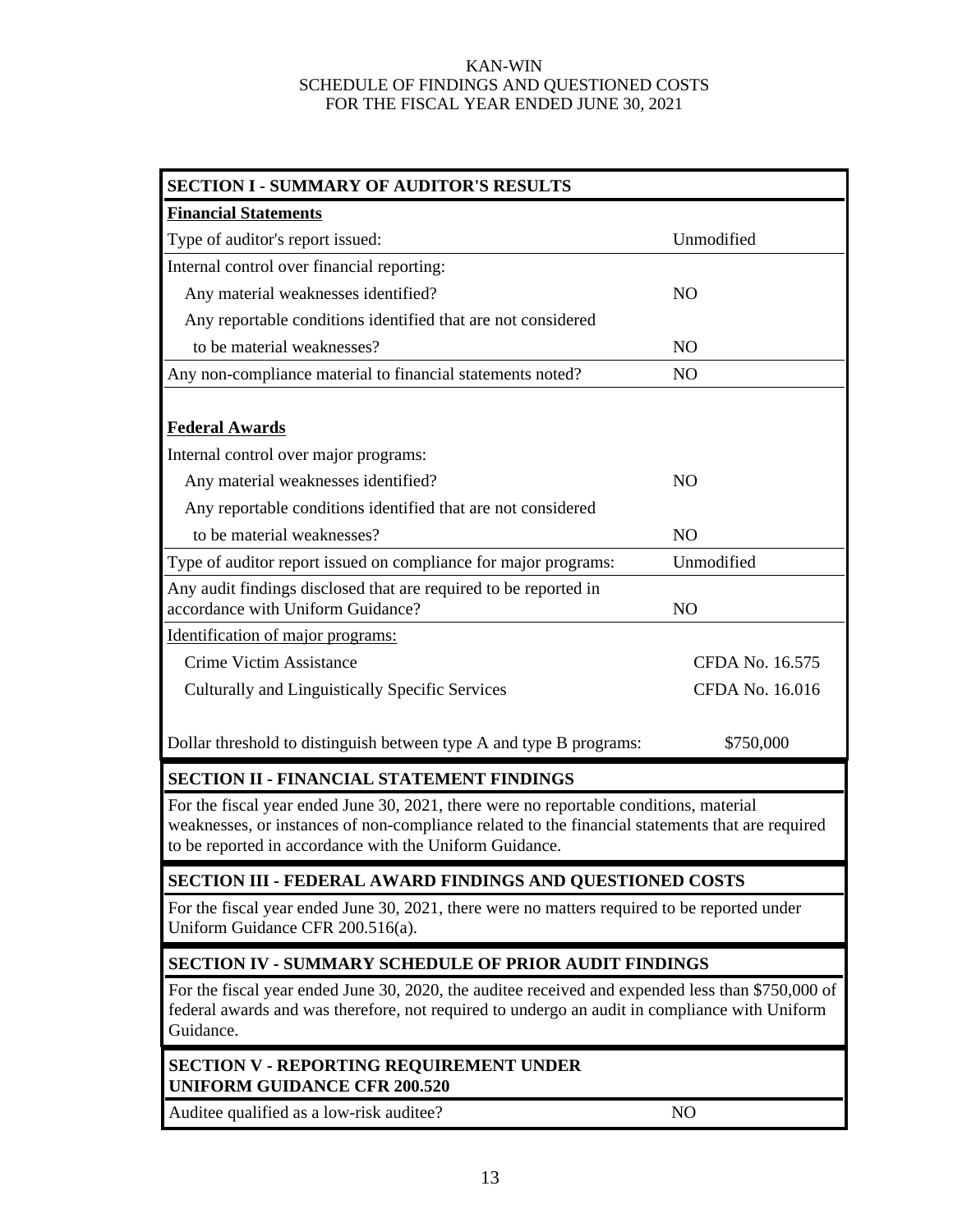# KAN-WIN
## SCHEDULE OF FINDINGS AND QUESTIONED COSTS
## FOR THE FISCAL YEAR ENDED JUNE 30, 2021

| SECTION I - SUMMARY OF AUDITOR'S RESULTS | |
|---|---|
| **Financial Statements** | |
| Type of auditor's report issued: | Unmodified |
| Internal control over financial reporting: | |
| Any material weaknesses identified? | NO |
| Any reportable conditions identified that are not considered to be material weaknesses? | NO |
| Any non-compliance material to financial statements noted? | NO |
| **Federal Awards** | |
| Internal control over major programs: | |
| Any material weaknesses identified? | NO |
| Any reportable conditions identified that are not considered to be material weaknesses? | NO |
| Type of auditor report issued on compliance for major programs: | Unmodified |
| Any audit findings disclosed that are required to be reported in accordance with Uniform Guidance? | NO |
| Identification of major programs: | |
| Crime Victim Assistance | CFDA No. 16.575 |
| Culturally and Linguistically Specific Services | CFDA No. 16.016 |
| Dollar threshold to distinguish between type A and type B programs: | $750,000 |

**SECTION II - FINANCIAL STATEMENT FINDINGS**

For the fiscal year ended June 30, 2021, there were no reportable conditions, material weaknesses, or instances of non-compliance related to the financial statements that are required to be reported in accordance with the Uniform Guidance.

**SECTION III - FEDERAL AWARD FINDINGS AND QUESTIONED COSTS**

For the fiscal year ended June 30, 2021, there were no matters required to be reported under Uniform Guidance CFR 200.516(a).

**SECTION IV - SUMMARY SCHEDULE OF PRIOR AUDIT FINDINGS**

For the fiscal year ended June 30, 2020, the auditee received and expended less than $750,000 of federal awards and was therefore, not required to undergo an audit in compliance with Uniform Guidance.

**SECTION V - REPORTING REQUIREMENT UNDER UNIFORM GUIDANCE CFR 200.520**

| | |
|---|---|
| Auditee qualified as a low-risk auditee? | NO |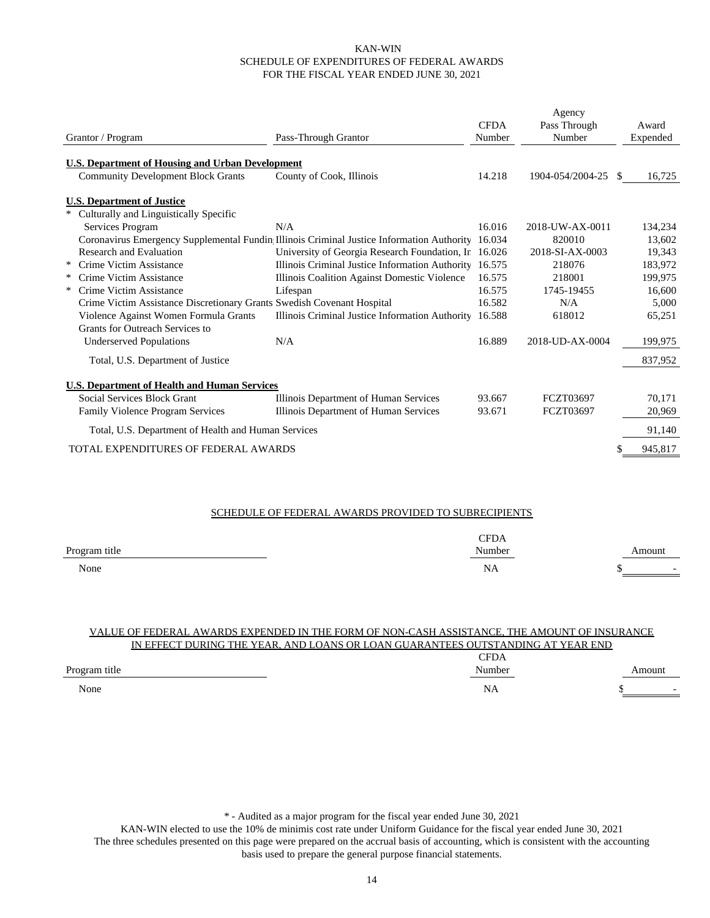KAN-WIN
SCHEDULE OF EXPENDITURES OF FEDERAL AWARDS
FOR THE FISCAL YEAR ENDED JUNE 30, 2021

| Grantor / Program | Pass-Through Grantor | CFDA Number | Agency Pass Through Number | Award Expended |
|---|---|---|---|---|
| **U.S. Department of Housing and Urban Development** | | | | |
| Community Development Block Grants | County of Cook, Illinois | 14.218 | 1904-054/2004-25 | $ 16,725 |
| **U.S. Department of Justice** | | | | |
| * Culturally and Linguistically Specific Services Program | N/A | 16.016 | 2018-UW-AX-0011 | 134,234 |
| Coronavirus Emergency Supplemental Fundin | Illinois Criminal Justice Information Authority | 16.034 | 820010 | 13,602 |
| Research and Evaluation | University of Georgia Research Foundation, In | 16.026 | 2018-SI-AX-0003 | 19,343 |
| * Crime Victim Assistance | Illinois Criminal Justice Information Authority | 16.575 | 218076 | 183,972 |
| * Crime Victim Assistance | Illinois Coalition Against Domestic Violence | 16.575 | 218001 | 199,975 |
| * Crime Victim Assistance | Lifespan | 16.575 | 1745-19455 | 16,600 |
| Crime Victim Assistance Discretionary Grants | Swedish Covenant Hospital | 16.582 | N/A | 5,000 |
| Violence Against Women Formula Grants | Illinois Criminal Justice Information Authority | 16.588 | 618012 | 65,251 |
| Grants for Outreach Services to Underserved Populations | N/A | 16.889 | 2018-UD-AX-0004 | 199,975 |
| Total, U.S. Department of Justice | | | | 837,952 |
| **U.S. Department of Health and Human Services** | | | | |
| Social Services Block Grant | Illinois Department of Human Services | 93.667 | FCZT03697 | 70,171 |
| Family Violence Program Services | Illinois Department of Human Services | 93.671 | FCZT03697 | 20,969 |
| Total, U.S. Department of Health and Human Services | | | | 91,140 |
| TOTAL EXPENDITURES OF FEDERAL AWARDS | | | | $ 945,817 |

SCHEDULE OF FEDERAL AWARDS PROVIDED TO SUBRECIPIENTS

| Program title | CFDA Number | Amount |
|---|---|---|
| None | NA | $ - |

VALUE OF FEDERAL AWARDS EXPENDED IN THE FORM OF NON-CASH ASSISTANCE, THE AMOUNT OF INSURANCE IN EFFECT DURING THE YEAR, AND LOANS OR LOAN GUARANTEES OUTSTANDING AT YEAR END

| Program title | CFDA Number | Amount |
|---|---|---|
| None | NA | $ - |

* - Audited as a major program for the fiscal year ended June 30, 2021

KAN-WIN elected to use the 10% de minimis cost rate under Uniform Guidance for the fiscal year ended June 30, 2021

The three schedules presented on this page were prepared on the accrual basis of accounting, which is consistent with the accounting basis used to prepare the general purpose financial statements.